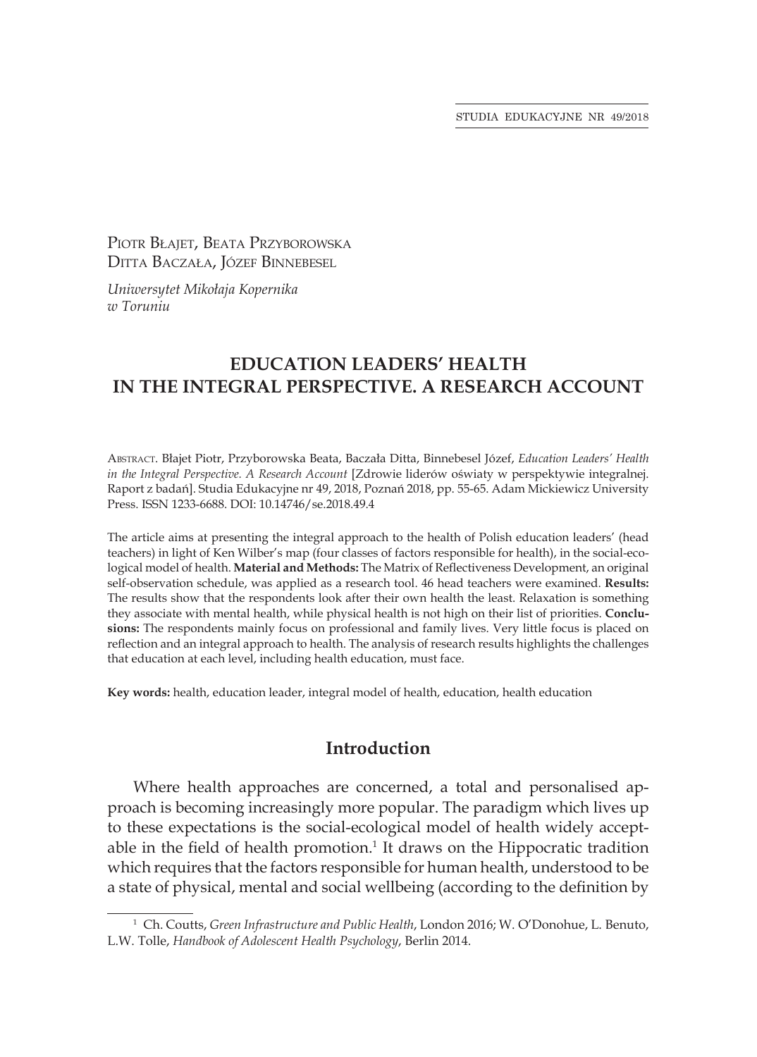Piotr Błajet, Beata Przyborowska
Ditta Baczała, Józef Binnebesel

*Uniwersytet Mikołaja Kopernika w Toruniu*

# EDUCATION LEADERS' HEALTH IN THE INTEGRAL PERSPECTIVE. A RESEARCH ACCOUNT

Abstract. Błajet Piotr, Przyborowska Beata, Baczała Ditta, Binnebesel Józef, *Education Leaders' Health in the Integral Perspective. A Research Account* [Zdrowie liderów oświaty w perspektywie integralnej. Raport z badań]. Studia Edukacyjne nr 49, 2018, Poznań 2018, pp. 55-65. Adam Mickiewicz University Press. ISSN 1233-6688. DOI: 10.14746/se.2018.49.4

The article aims at presenting the integral approach to the health of Polish education leaders' (head teachers) in light of Ken Wilber's map (four classes of factors responsible for health), in the social-ecological model of health. **Material and Methods:** The Matrix of Reflectiveness Development, an original self-observation schedule, was applied as a research tool. 46 head teachers were examined. **Results:** The results show that the respondents look after their own health the least. Relaxation is something they associate with mental health, while physical health is not high on their list of priorities. **Conclusions:** The respondents mainly focus on professional and family lives. Very little focus is placed on reflection and an integral approach to health. The analysis of research results highlights the challenges that education at each level, including health education, must face.

**Key words:** health, education leader, integral model of health, education, health education

## Introduction

Where health approaches are concerned, a total and personalised approach is becoming increasingly more popular. The paradigm which lives up to these expectations is the social-ecological model of health widely acceptable in the field of health promotion.[1] It draws on the Hippocratic tradition which requires that the factors responsible for human health, understood to be a state of physical, mental and social wellbeing (according to the definition by

[1] Ch. Coutts, *Green Infrastructure and Public Health*, London 2016; W. O'Donohue, L. Benuto, L.W. Tolle, *Handbook of Adolescent Health Psychology*, Berlin 2014.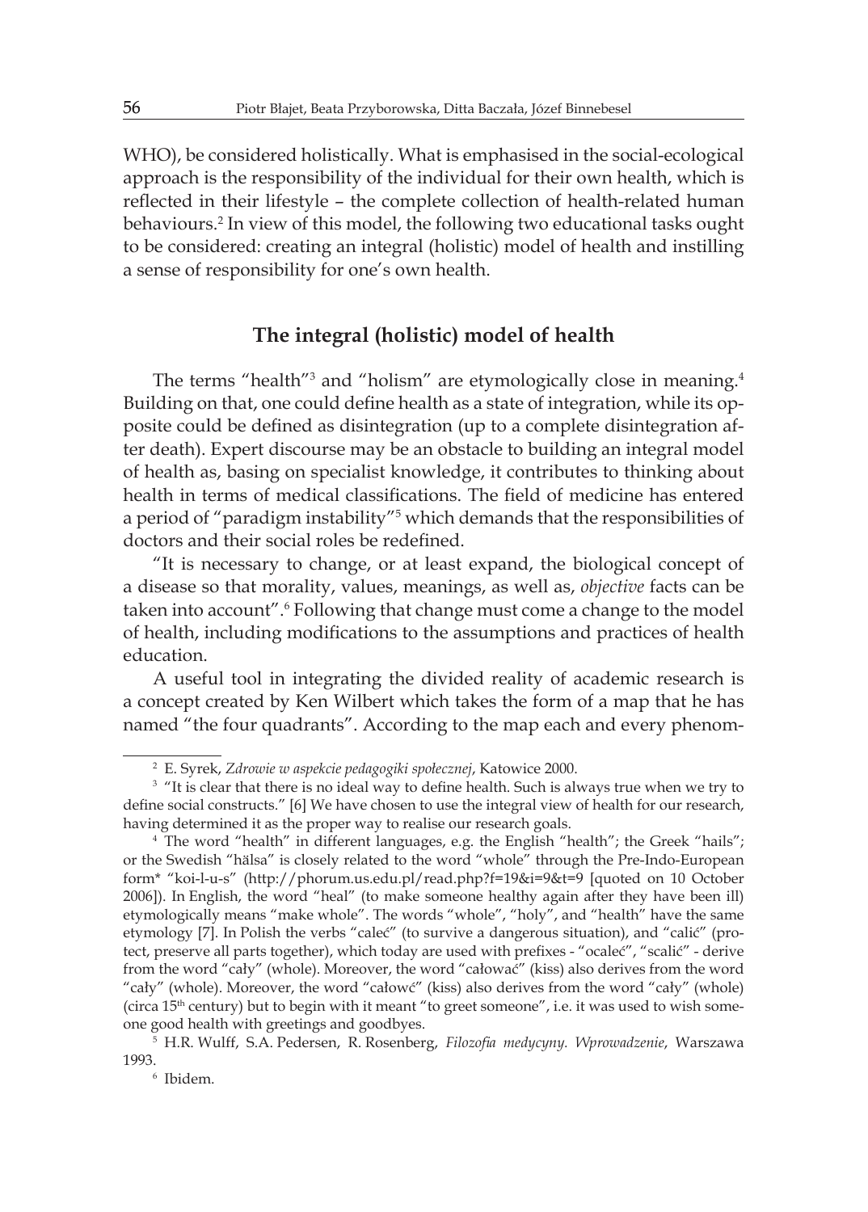WHO), be considered holistically. What is emphasised in the social-ecological approach is the responsibility of the individual for their own health, which is reflected in their lifestyle – the complete collection of health-related human behaviours.[2] In view of this model, the following two educational tasks ought to be considered: creating an integral (holistic) model of health and instilling a sense of responsibility for one's own health.

## The integral (holistic) model of health

The terms "health"[3] and "holism" are etymologically close in meaning.[4] Building on that, one could define health as a state of integration, while its opposite could be defined as disintegration (up to a complete disintegration after death). Expert discourse may be an obstacle to building an integral model of health as, basing on specialist knowledge, it contributes to thinking about health in terms of medical classifications. The field of medicine has entered a period of "paradigm instability"[5] which demands that the responsibilities of doctors and their social roles be redefined.

"It is necessary to change, or at least expand, the biological concept of a disease so that morality, values, meanings, as well as, *objective* facts can be taken into account".[6] Following that change must come a change to the model of health, including modifications to the assumptions and practices of health education.

A useful tool in integrating the divided reality of academic research is a concept created by Ken Wilbert which takes the form of a map that he has named "the four quadrants". According to the map each and every phenom-

---

[2] E. Syrek, *Zdrowie w aspekcie pedagogiki społecznej*, Katowice 2000.

[3] "It is clear that there is no ideal way to define health. Such is always true when we try to define social constructs." [6] We have chosen to use the integral view of health for our research, having determined it as the proper way to realise our research goals.

[4] The word "health" in different languages, e.g. the English "health"; the Greek "hails"; or the Swedish "hälsa" is closely related to the word "whole" through the Pre-Indo-European form* "koi-l-u-s" (http://phorum.us.edu.pl/read.php?f=19&i=9&t=9 [quoted on 10 October 2006]). In English, the word "heal" (to make someone healthy again after they have been ill) etymologically means "make whole". The words "whole", "holy", and "health" have the same etymology [7]. In Polish the verbs "caleć" (to survive a dangerous situation), and "calić" (protect, preserve all parts together), which today are used with prefixes - "ocaleć", "scalić" - derive from the word "cały" (whole). Moreover, the word "całować" (kiss) also derives from the word "cały" (whole). Moreover, the word "całowć" (kiss) also derives from the word "cały" (whole) (circa 15th century) but to begin with it meant "to greet someone", i.e. it was used to wish someone good health with greetings and goodbyes.

[5] H.R. Wulff, S.A. Pedersen, R. Rosenberg, *Filozofia medycyny. Wprowadzenie*, Warszawa 1993.

[6] Ibidem.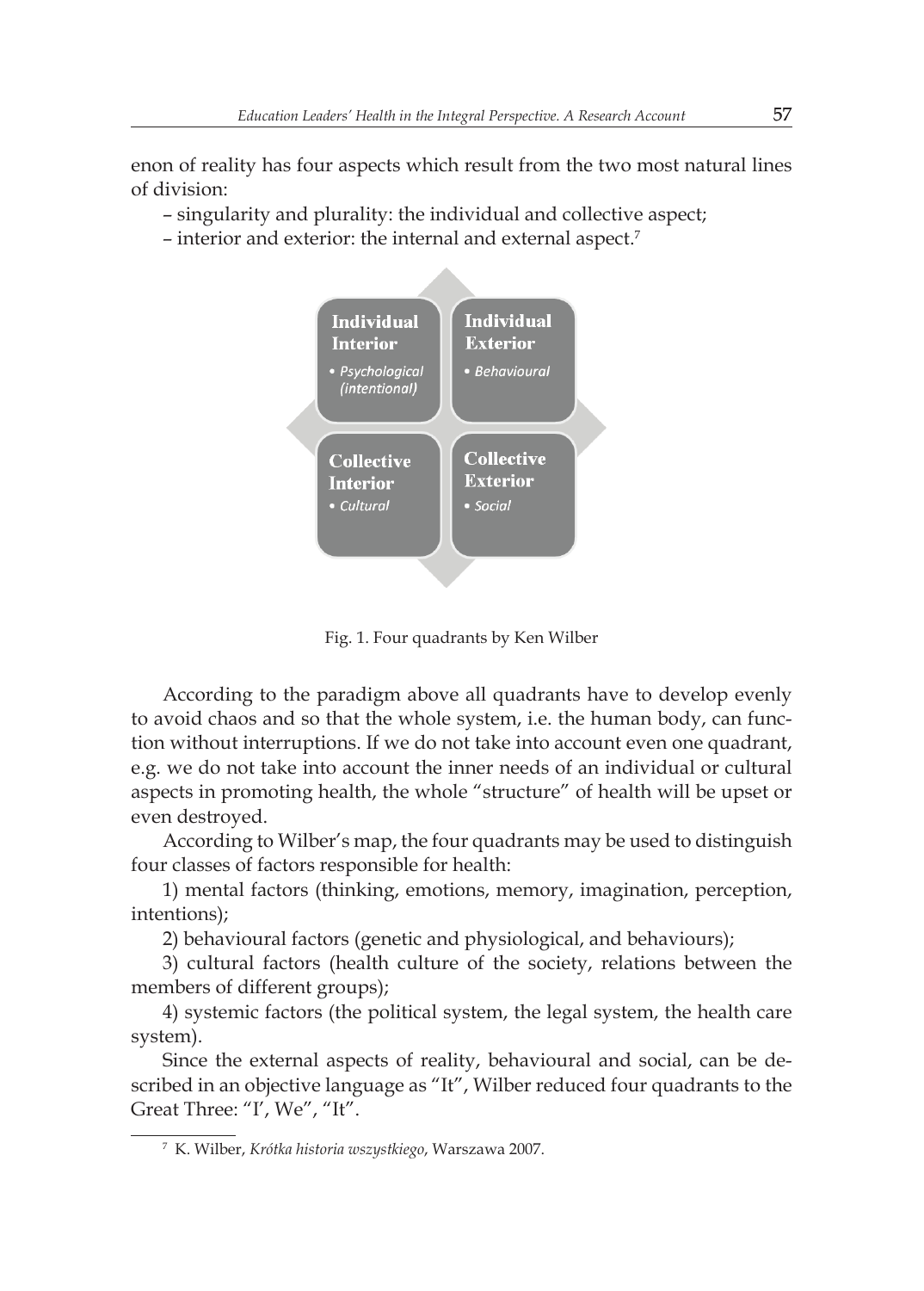enon of reality has four aspects which result from the two most natural lines of division:

– singularity and plurality: the individual and collective aspect;

– interior and exterior: the internal and external aspect.[7]

| Individual Interior | Individual Exterior |
|---|---|
| • *Psychological (intentional)* | • *Behavioural* |
| **Collective Interior** | **Collective Exterior** |
| • *Cultural* | • *Social* |

Fig. 1. Four quadrants by Ken Wilber

According to the paradigm above all quadrants have to develop evenly to avoid chaos and so that the whole system, i.e. the human body, can function without interruptions. If we do not take into account even one quadrant, e.g. we do not take into account the inner needs of an individual or cultural aspects in promoting health, the whole "structure" of health will be upset or even destroyed.

According to Wilber's map, the four quadrants may be used to distinguish four classes of factors responsible for health:

1) mental factors (thinking, emotions, memory, imagination, perception, intentions);

2) behavioural factors (genetic and physiological, and behaviours);

3) cultural factors (health culture of the society, relations between the members of different groups);

4) systemic factors (the political system, the legal system, the health care system).

Since the external aspects of reality, behavioural and social, can be described in an objective language as "It", Wilber reduced four quadrants to the Great Three: "I', We", "It".

[7] K. Wilber, *Krótka historia wszystkiego*, Warszawa 2007.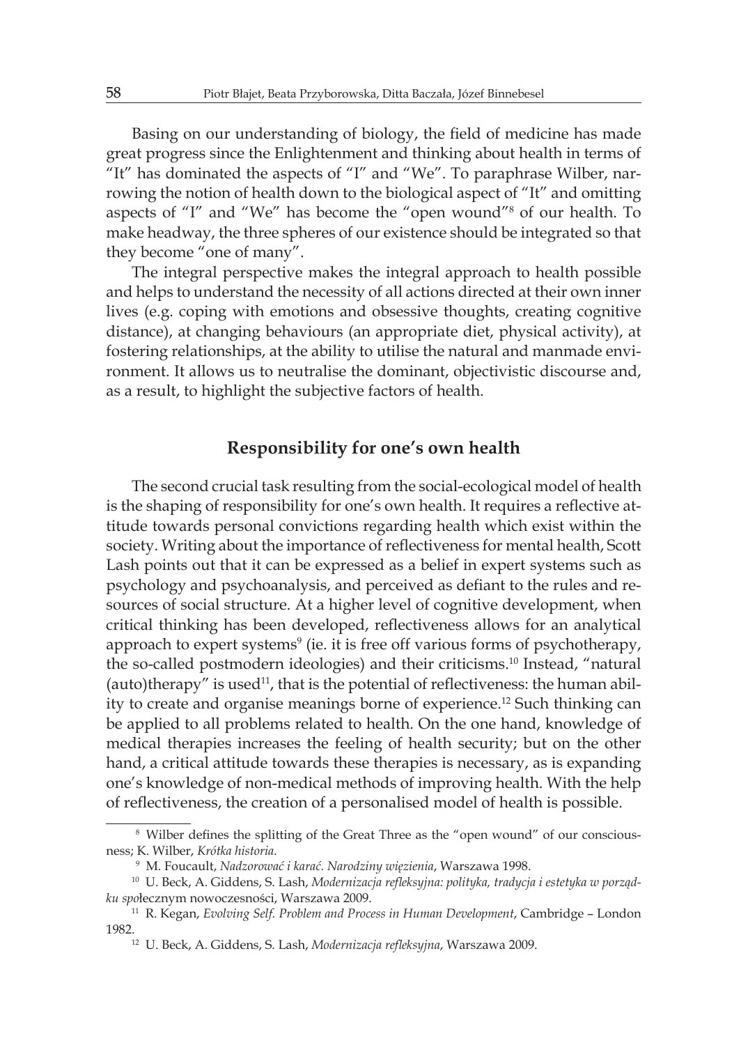Basing on our understanding of biology, the field of medicine has made great progress since the Enlightenment and thinking about health in terms of "It" has dominated the aspects of "I" and "We". To paraphrase Wilber, narrowing the notion of health down to the biological aspect of "It" and omitting aspects of "I" and "We" has become the "open wound"[8] of our health. To make headway, the three spheres of our existence should be integrated so that they become "one of many".

The integral perspective makes the integral approach to health possible and helps to understand the necessity of all actions directed at their own inner lives (e.g. coping with emotions and obsessive thoughts, creating cognitive distance), at changing behaviours (an appropriate diet, physical activity), at fostering relationships, at the ability to utilise the natural and manmade environment. It allows us to neutralise the dominant, objectivistic discourse and, as a result, to highlight the subjective factors of health.

## Responsibility for one's own health

The second crucial task resulting from the social-ecological model of health is the shaping of responsibility for one's own health. It requires a reflective attitude towards personal convictions regarding health which exist within the society. Writing about the importance of reflectiveness for mental health, Scott Lash points out that it can be expressed as a belief in expert systems such as psychology and psychoanalysis, and perceived as defiant to the rules and resources of social structure. At a higher level of cognitive development, when critical thinking has been developed, reflectiveness allows for an analytical approach to expert systems[9] (ie. it is free off various forms of psychotherapy, the so-called postmodern ideologies) and their criticisms.[10] Instead, "natural (auto)therapy" is used[11], that is the potential of reflectiveness: the human ability to create and organise meanings borne of experience.[12] Such thinking can be applied to all problems related to health. On the one hand, knowledge of medical therapies increases the feeling of health security; but on the other hand, a critical attitude towards these therapies is necessary, as is expanding one's knowledge of non-medical methods of improving health. With the help of reflectiveness, the creation of a personalised model of health is possible.

---

[8] Wilber defines the splitting of the Great Three as the "open wound" of our consciousness; K. Wilber, *Krótka historia*.

[9] M. Foucault, *Nadzorować i karać. Narodziny więzienia*, Warszawa 1998.

[10] U. Beck, A. Giddens, S. Lash, *Modernizacja refleksyjna: polityka, tradycja i estetyka w porządku spo*łecznym nowoczesności, Warszawa 2009.

[11] R. Kegan, *Evolving Self. Problem and Process in Human Development*, Cambridge – London 1982.

[12] U. Beck, A. Giddens, S. Lash, *Modernizacja refleksyjna*, Warszawa 2009.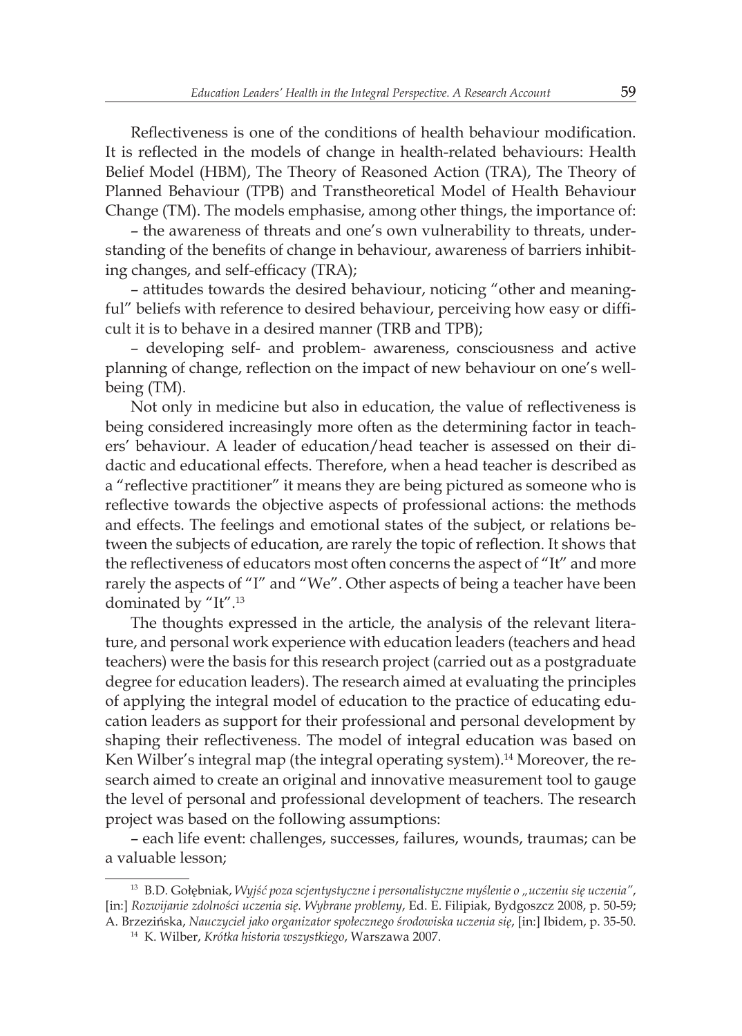Reflectiveness is one of the conditions of health behaviour modification. It is reflected in the models of change in health-related behaviours: Health Belief Model (HBM), The Theory of Reasoned Action (TRA), The Theory of Planned Behaviour (TPB) and Transtheoretical Model of Health Behaviour Change (TM). The models emphasise, among other things, the importance of:

– the awareness of threats and one's own vulnerability to threats, understanding of the benefits of change in behaviour, awareness of barriers inhibiting changes, and self-efficacy (TRA);

– attitudes towards the desired behaviour, noticing "other and meaningful" beliefs with reference to desired behaviour, perceiving how easy or difficult it is to behave in a desired manner (TRB and TPB);

– developing self- and problem- awareness, consciousness and active planning of change, reflection on the impact of new behaviour on one's wellbeing (TM).

Not only in medicine but also in education, the value of reflectiveness is being considered increasingly more often as the determining factor in teachers' behaviour. A leader of education/head teacher is assessed on their didactic and educational effects. Therefore, when a head teacher is described as a "reflective practitioner" it means they are being pictured as someone who is reflective towards the objective aspects of professional actions: the methods and effects. The feelings and emotional states of the subject, or relations between the subjects of education, are rarely the topic of reflection. It shows that the reflectiveness of educators most often concerns the aspect of "It" and more rarely the aspects of "I" and "We". Other aspects of being a teacher have been dominated by "It".[13]

The thoughts expressed in the article, the analysis of the relevant literature, and personal work experience with education leaders (teachers and head teachers) were the basis for this research project (carried out as a postgraduate degree for education leaders). The research aimed at evaluating the principles of applying the integral model of education to the practice of educating education leaders as support for their professional and personal development by shaping their reflectiveness. The model of integral education was based on Ken Wilber's integral map (the integral operating system).[14] Moreover, the research aimed to create an original and innovative measurement tool to gauge the level of personal and professional development of teachers. The research project was based on the following assumptions:

– each life event: challenges, successes, failures, wounds, traumas; can be a valuable lesson;

---

[13] B.D. Gołębniak, *Wyjść poza scjentystyczne i personalistyczne myślenie o „uczeniu się uczenia"*, [in:] *Rozwijanie zdolności uczenia się. Wybrane problemy*, Ed. E. Filipiak, Bydgoszcz 2008, p. 50-59; A. Brzezińska, *Nauczyciel jako organizator społecznego środowiska uczenia się*, [in:] Ibidem, p. 35-50.

[14] K. Wilber, *Krótka historia wszystkiego*, Warszawa 2007.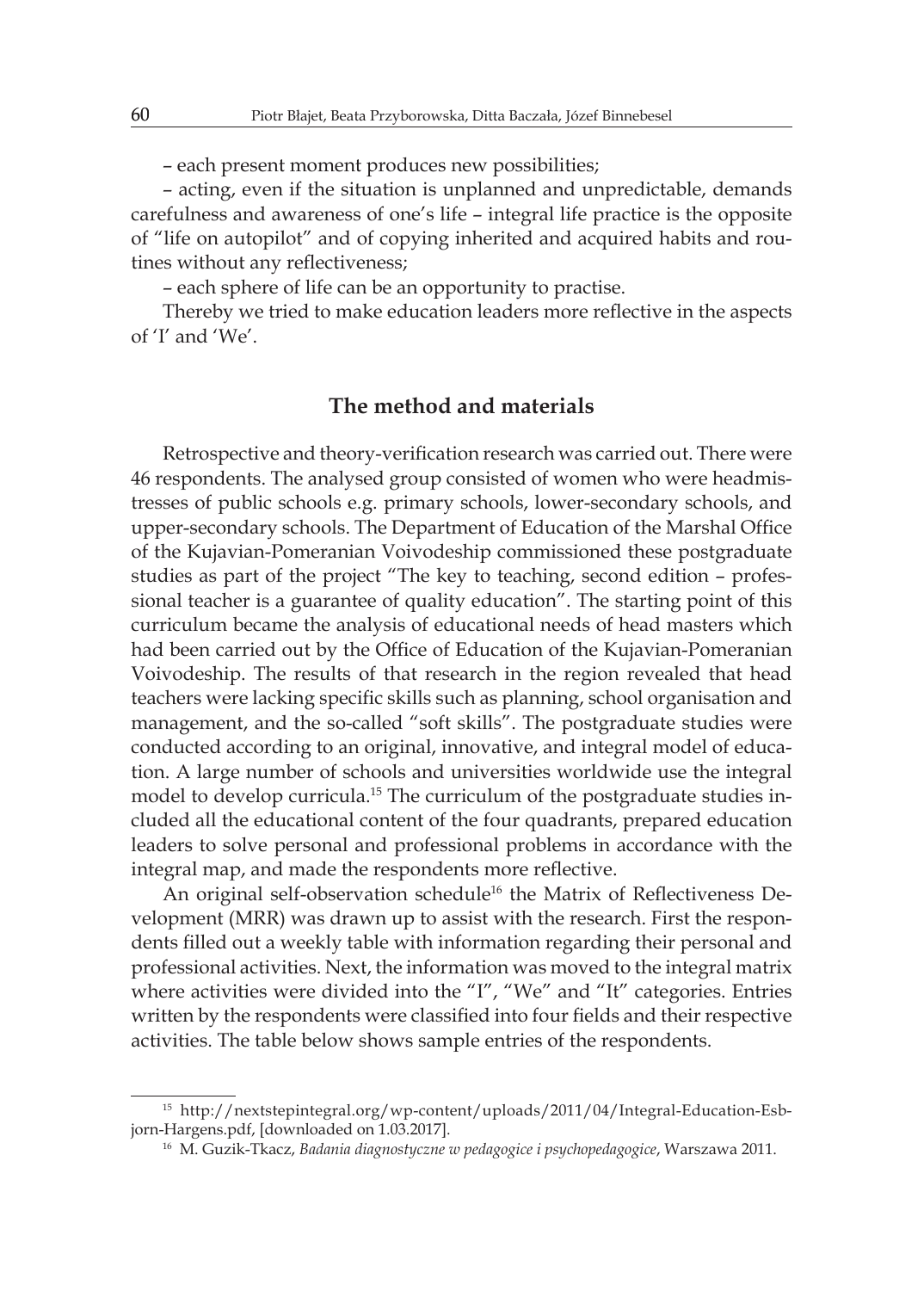– each present moment produces new possibilities;

– acting, even if the situation is unplanned and unpredictable, demands carefulness and awareness of one's life – integral life practice is the opposite of "life on autopilot" and of copying inherited and acquired habits and routines without any reflectiveness;

– each sphere of life can be an opportunity to practise.

Thereby we tried to make education leaders more reflective in the aspects of 'I' and 'We'.

## The method and materials

Retrospective and theory-verification research was carried out. There were 46 respondents. The analysed group consisted of women who were headmistresses of public schools e.g. primary schools, lower-secondary schools, and upper-secondary schools. The Department of Education of the Marshal Office of the Kujavian-Pomeranian Voivodeship commissioned these postgraduate studies as part of the project "The key to teaching, second edition – professional teacher is a guarantee of quality education". The starting point of this curriculum became the analysis of educational needs of head masters which had been carried out by the Office of Education of the Kujavian-Pomeranian Voivodeship. The results of that research in the region revealed that head teachers were lacking specific skills such as planning, school organisation and management, and the so-called "soft skills". The postgraduate studies were conducted according to an original, innovative, and integral model of education. A large number of schools and universities worldwide use the integral model to develop curricula.[15] The curriculum of the postgraduate studies included all the educational content of the four quadrants, prepared education leaders to solve personal and professional problems in accordance with the integral map, and made the respondents more reflective.

An original self-observation schedule[16] the Matrix of Reflectiveness Development (MRR) was drawn up to assist with the research. First the respondents filled out a weekly table with information regarding their personal and professional activities. Next, the information was moved to the integral matrix where activities were divided into the "I", "We" and "It" categories. Entries written by the respondents were classified into four fields and their respective activities. The table below shows sample entries of the respondents.

---

[15] http://nextstepintegral.org/wp-content/uploads/2011/04/Integral-Education-Esbjorn-Hargens.pdf, [downloaded on 1.03.2017].

[16] M. Guzik-Tkacz, *Badania diagnostyczne w pedagogice i psychopedagogice*, Warszawa 2011.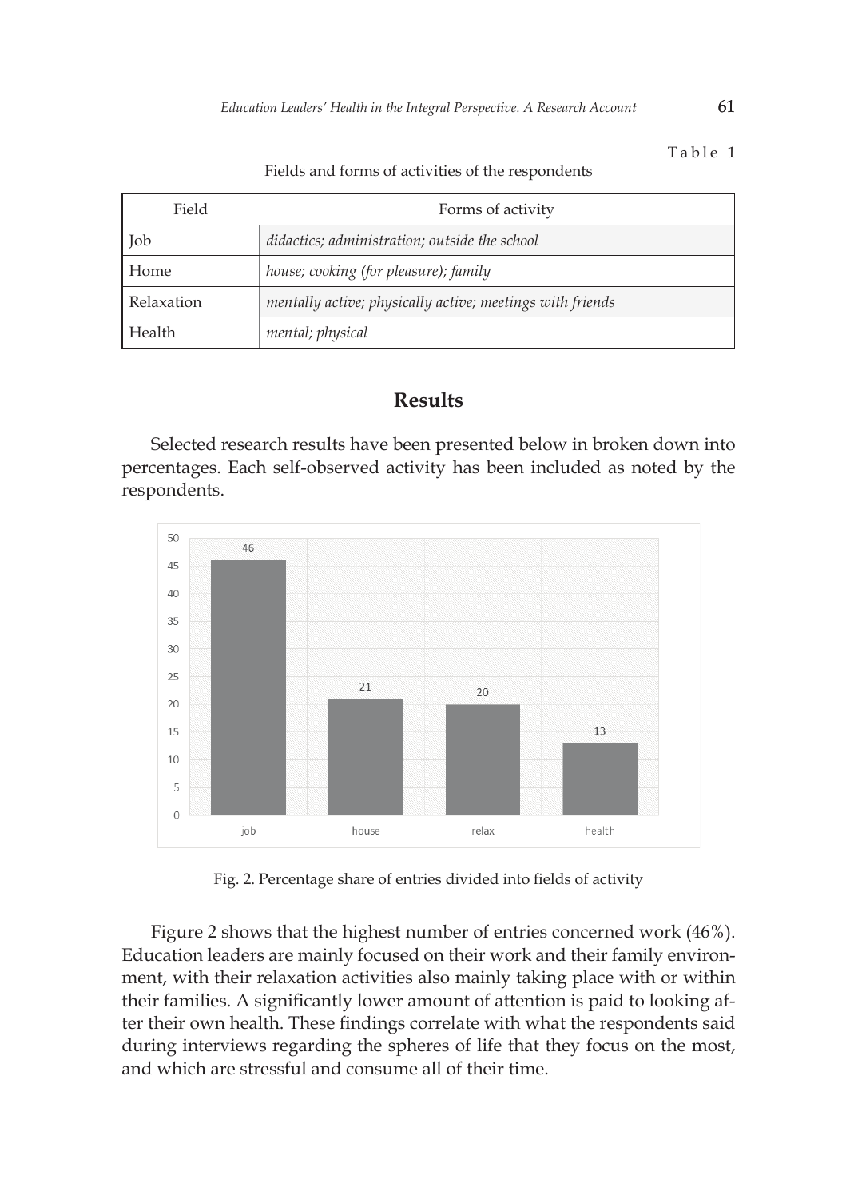Table 1

Fields and forms of activities of the respondents

| Field | Forms of activity |
|---|---|
| Job | *didactics; administration; outside the school* |
| Home | *house; cooking (for pleasure); family* |
| Relaxation | *mentally active; physically active; meetings with friends* |
| Health | *mental; physical* |

## Results

Selected research results have been presented below in broken down into percentages. Each self-observed activity has been included as noted by the respondents.

Fig. 2. Percentage share of entries divided into fields of activity

Figure 2 shows that the highest number of entries concerned work (46%). Education leaders are mainly focused on their work and their family environment, with their relaxation activities also mainly taking place with or within their families. A significantly lower amount of attention is paid to looking after their own health. These findings correlate with what the respondents said during interviews regarding the spheres of life that they focus on the most, and which are stressful and consume all of their time.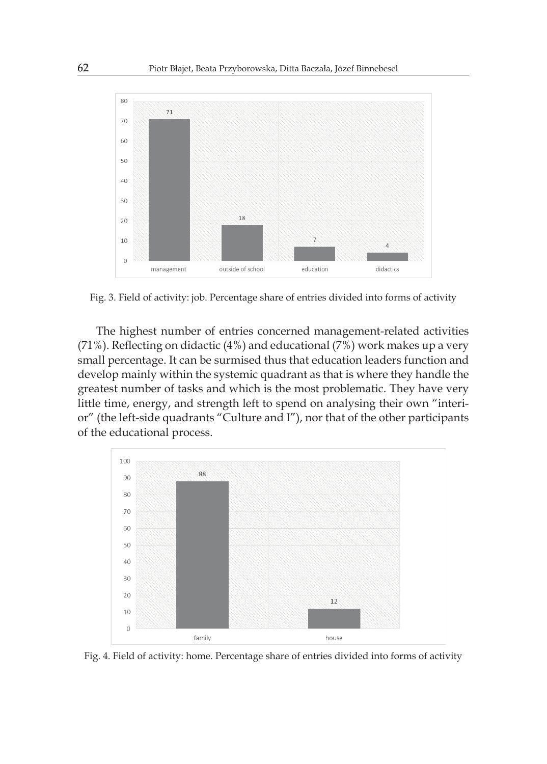Fig. 3. Field of activity: job. Percentage share of entries divided into forms of activity

The highest number of entries concerned management-related activities (71%). Reflecting on didactic (4%) and educational (7%) work makes up a very small percentage. It can be surmised thus that education leaders function and develop mainly within the systemic quadrant as that is where they handle the greatest number of tasks and which is the most problematic. They have very little time, energy, and strength left to spend on analysing their own "interior" (the left-side quadrants "Culture and I"), nor that of the other participants of the educational process.

Fig. 4. Field of activity: home. Percentage share of entries divided into forms of activity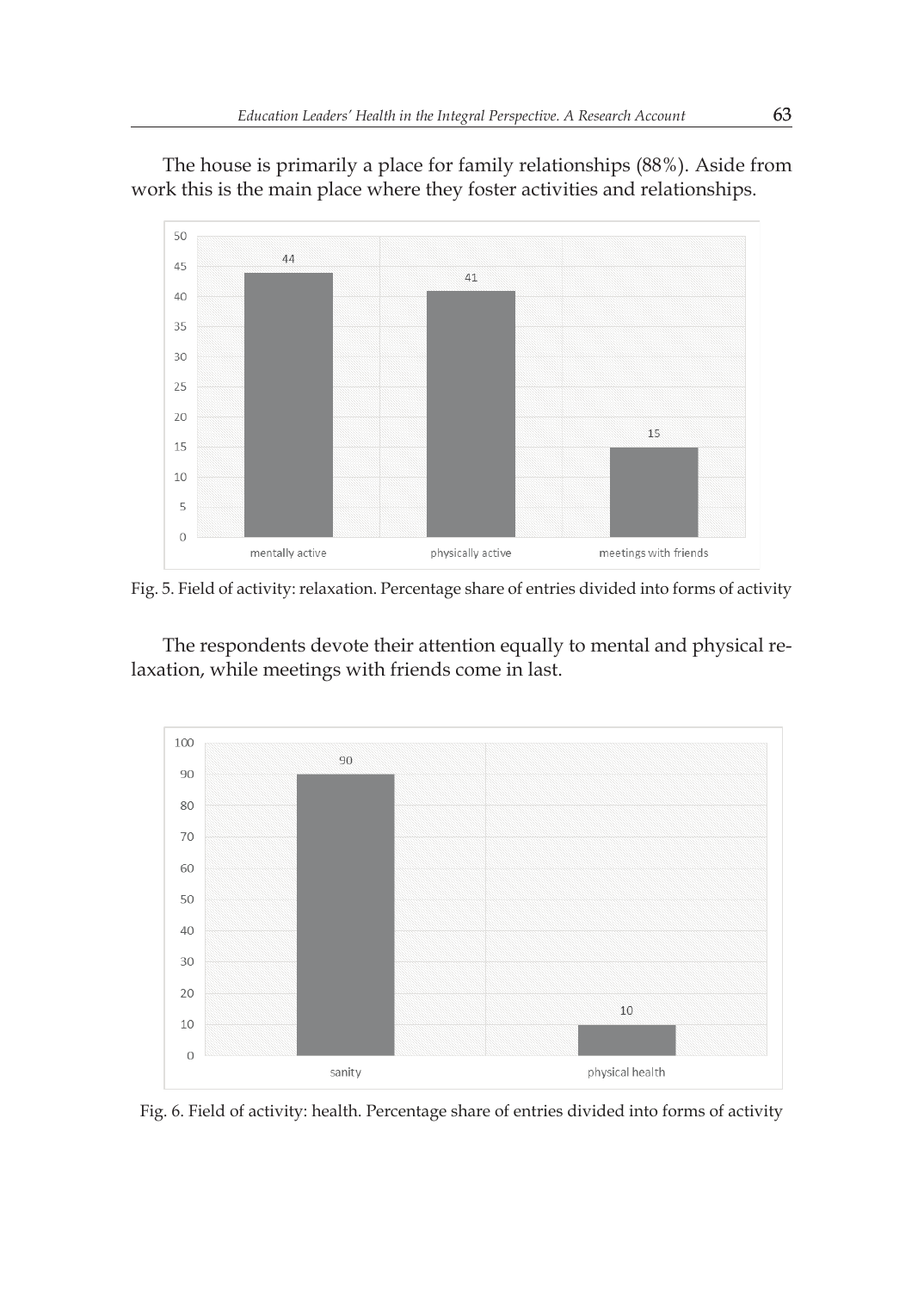The house is primarily a place for family relationships (88%). Aside from work this is the main place where they foster activities and relationships.

Fig. 5. Field of activity: relaxation. Percentage share of entries divided into forms of activity

The respondents devote their attention equally to mental and physical relaxation, while meetings with friends come in last.

Fig. 6. Field of activity: health. Percentage share of entries divided into forms of activity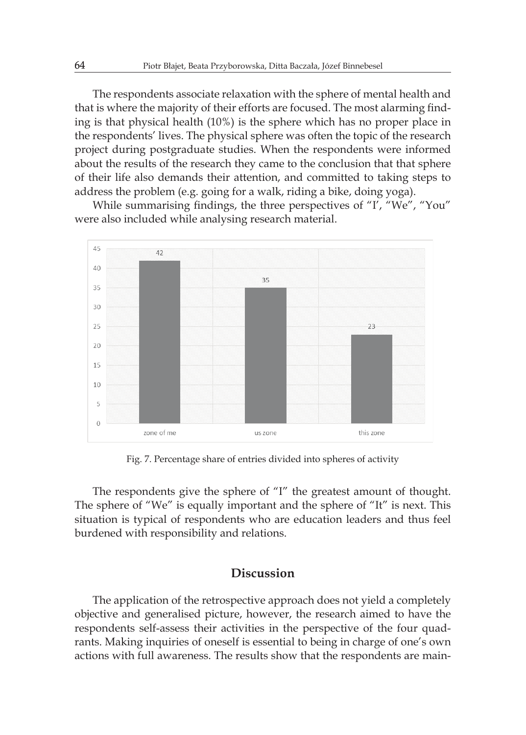The respondents associate relaxation with the sphere of mental health and that is where the majority of their efforts are focused. The most alarming finding is that physical health (10%) is the sphere which has no proper place in the respondents' lives. The physical sphere was often the topic of the research project during postgraduate studies. When the respondents were informed about the results of the research they came to the conclusion that that sphere of their life also demands their attention, and committed to taking steps to address the problem (e.g. going for a walk, riding a bike, doing yoga).

While summarising findings, the three perspectives of "I', "We", "You" were also included while analysing research material.

Fig. 7. Percentage share of entries divided into spheres of activity

The respondents give the sphere of "I" the greatest amount of thought. The sphere of "We" is equally important and the sphere of "It" is next. This situation is typical of respondents who are education leaders and thus feel burdened with responsibility and relations.

## Discussion

The application of the retrospective approach does not yield a completely objective and generalised picture, however, the research aimed to have the respondents self-assess their activities in the perspective of the four quadrants. Making inquiries of oneself is essential to being in charge of one's own actions with full awareness. The results show that the respondents are main-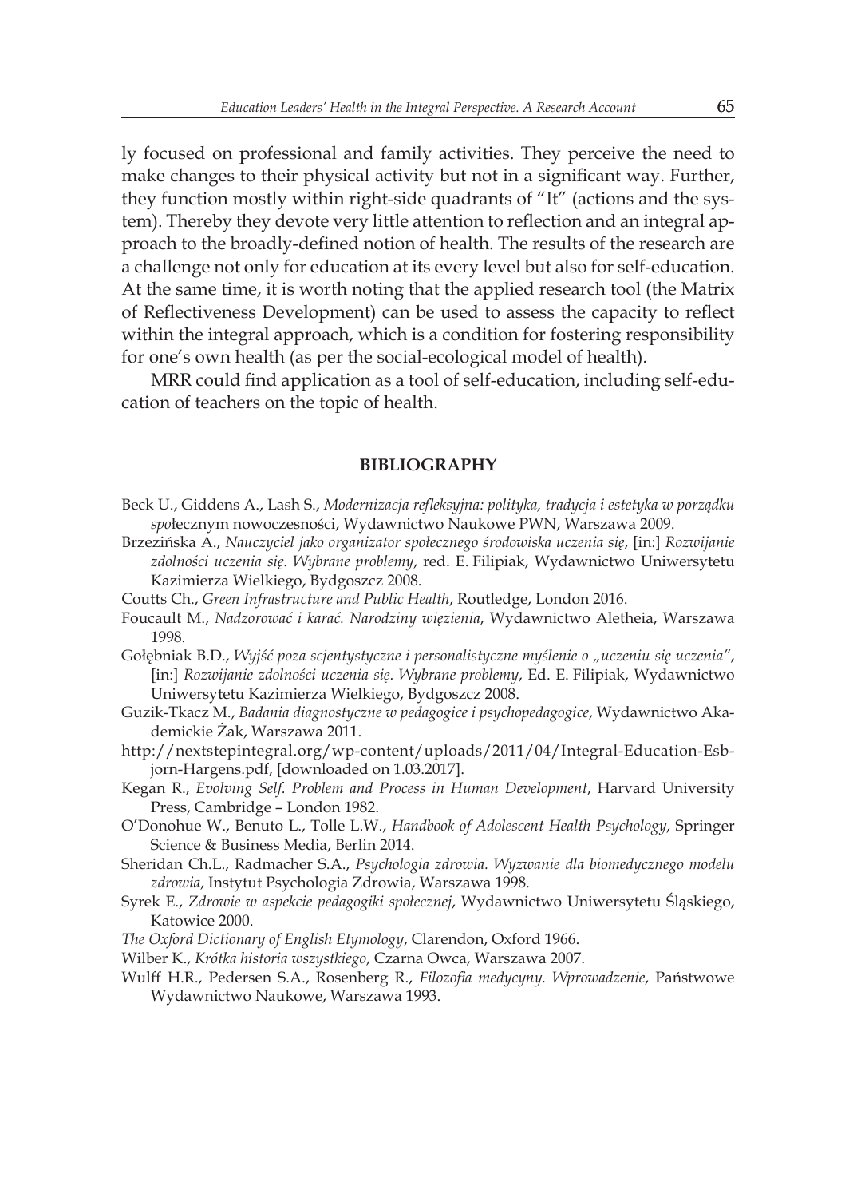ly focused on professional and family activities. They perceive the need to make changes to their physical activity but not in a significant way. Further, they function mostly within right-side quadrants of "It" (actions and the system). Thereby they devote very little attention to reflection and an integral approach to the broadly-defined notion of health. The results of the research are a challenge not only for education at its every level but also for self-education. At the same time, it is worth noting that the applied research tool (the Matrix of Reflectiveness Development) can be used to assess the capacity to reflect within the integral approach, which is a condition for fostering responsibility for one's own health (as per the social-ecological model of health).

MRR could find application as a tool of self-education, including self-education of teachers on the topic of health.

## BIBLIOGRAPHY

Beck U., Giddens A., Lash S., *Modernizacja refleksyjna: polityka, tradycja i estetyka w porządku spo*łecznym nowoczesności, Wydawnictwo Naukowe PWN, Warszawa 2009.

Brzezińska A., *Nauczyciel jako organizator społecznego środowiska uczenia się*, [in:] *Rozwijanie zdolności uczenia się. Wybrane problemy*, red. E. Filipiak, Wydawnictwo Uniwersytetu Kazimierza Wielkiego, Bydgoszcz 2008.

Coutts Ch., *Green Infrastructure and Public Health*, Routledge, London 2016.

Foucault M., *Nadzorować i karać. Narodziny więzienia*, Wydawnictwo Aletheia, Warszawa 1998.

Gołębniak B.D., *Wyjść poza scjentystyczne i personalistyczne myślenie o „uczeniu się uczenia"*, [in:] *Rozwijanie zdolności uczenia się. Wybrane problemy*, Ed. E. Filipiak, Wydawnictwo Uniwersytetu Kazimierza Wielkiego, Bydgoszcz 2008.

Guzik-Tkacz M., *Badania diagnostyczne w pedagogice i psychopedagogice*, Wydawnictwo Akademickie Żak, Warszawa 2011.

http://nextstepintegral.org/wp-content/uploads/2011/04/Integral-Education-Esbjorn-Hargens.pdf, [downloaded on 1.03.2017].

Kegan R., *Evolving Self. Problem and Process in Human Development*, Harvard University Press, Cambridge – London 1982.

O'Donohue W., Benuto L., Tolle L.W., *Handbook of Adolescent Health Psychology*, Springer Science & Business Media, Berlin 2014.

Sheridan Ch.L., Radmacher S.A., *Psychologia zdrowia. Wyzwanie dla biomedycznego modelu zdrowia*, Instytut Psychologia Zdrowia, Warszawa 1998.

Syrek E., *Zdrowie w aspekcie pedagogiki społecznej*, Wydawnictwo Uniwersytetu Śląskiego, Katowice 2000.

*The Oxford Dictionary of English Etymology*, Clarendon, Oxford 1966.

Wilber K., *Krótka historia wszystkiego*, Czarna Owca, Warszawa 2007.

Wulff H.R., Pedersen S.A., Rosenberg R., *Filozofia medycyny. Wprowadzenie*, Państwowe Wydawnictwo Naukowe, Warszawa 1993.